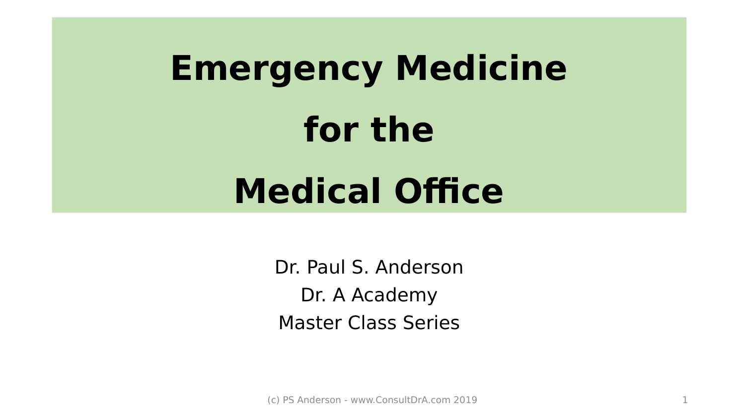# Emergency Medicine for the Medical Office

Dr. Paul S. Anderson

Dr. A Academy

Master Class Series

(c) PS Anderson - www.ConsultDrA.com 2019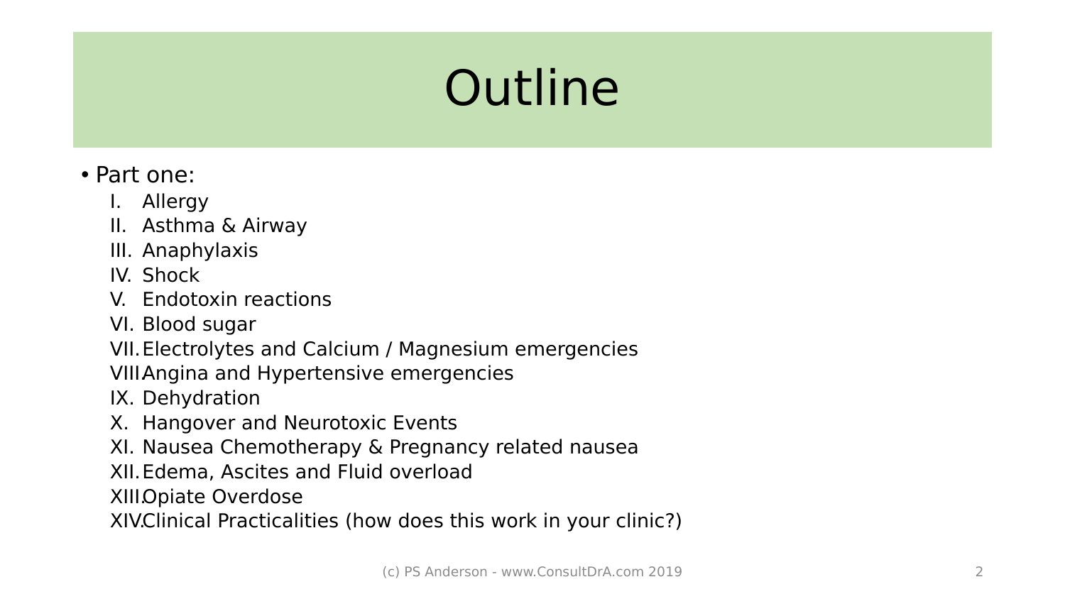# Outline

- Part one:
  - I. Allergy
  - II. Asthma & Airway
  - III. Anaphylaxis
  - IV. Shock
  - V. Endotoxin reactions
  - VI. Blood sugar
  - VII. Electrolytes and Calcium / Magnesium emergencies
  - VIII. Angina and Hypertensive emergencies
  - IX. Dehydration
  - X. Hangover and Neurotoxic Events
  - XI. Nausea Chemotherapy & Pregnancy related nausea
  - XII. Edema, Ascites and Fluid overload
  - XIII. Opiate Overdose
  - XIV. Clinical Practicalities (how does this work in your clinic?)

(c) PS Anderson - www.ConsultDrA.com 2019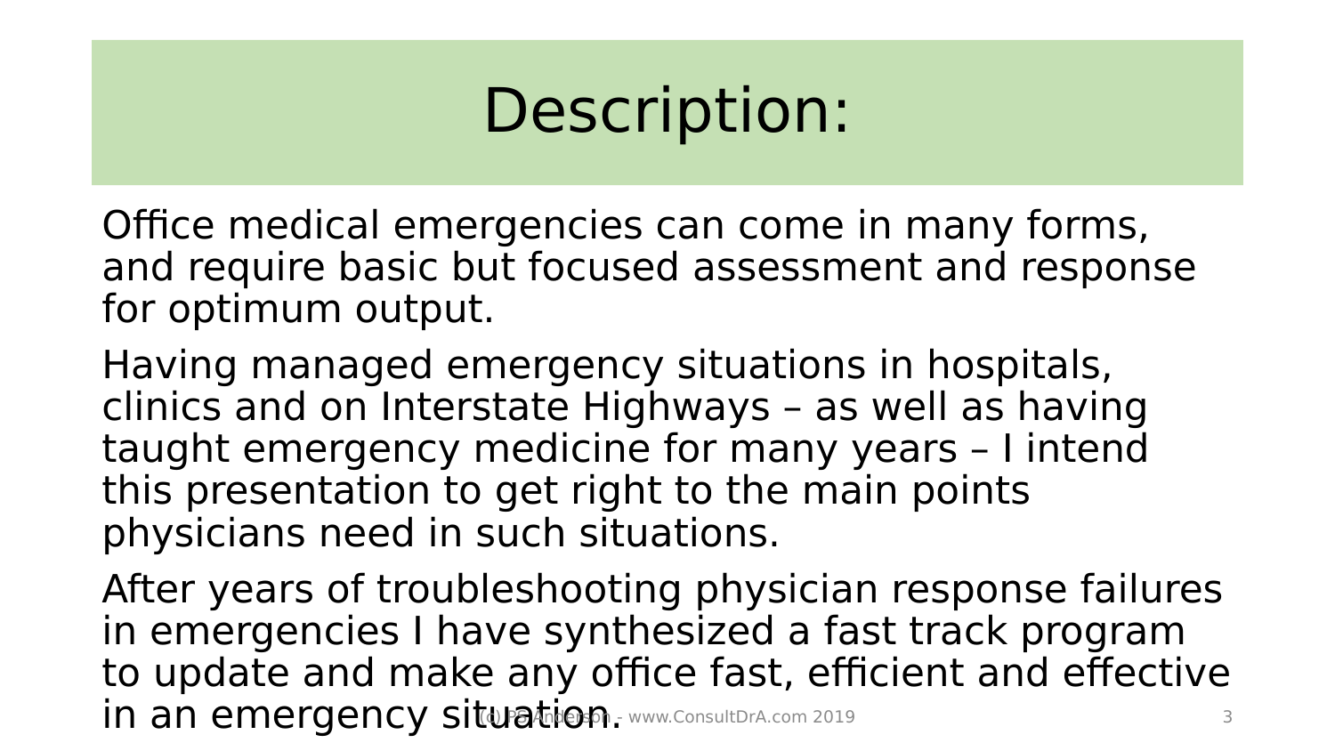# Description:

Office medical emergencies can come in many forms, and require basic but focused assessment and response for optimum output.

Having managed emergency situations in hospitals, clinics and on Interstate Highways – as well as having taught emergency medicine for many years – I intend this presentation to get right to the main points physicians need in such situations.

After years of troubleshooting physician response failures in emergencies I have synthesized a fast track program to update and make any office fast, efficient and effective in an emergency situation.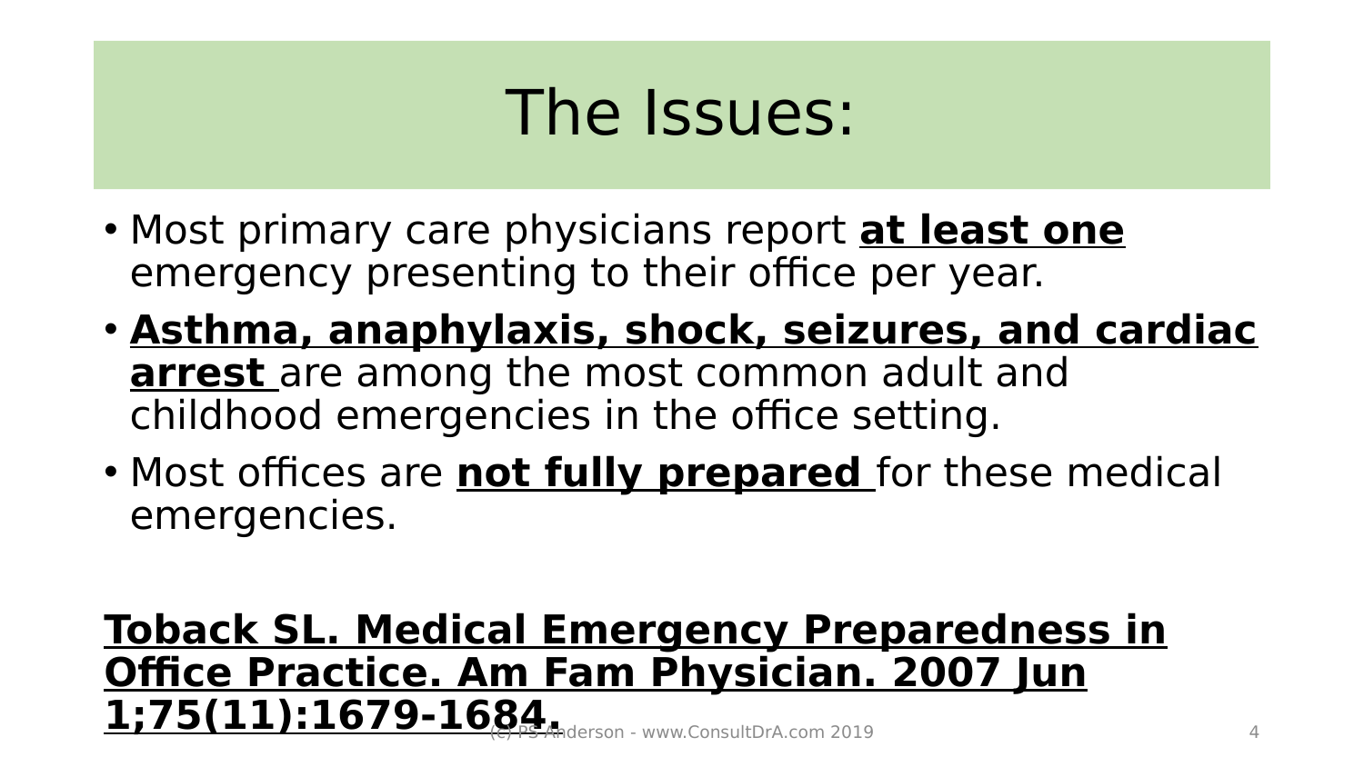# The Issues:

- Most primary care physicians report **at least one** emergency presenting to their office per year.
- **Asthma, anaphylaxis, shock, seizures, and cardiac arrest** are among the most common adult and childhood emergencies in the office setting.
- Most offices are **not fully prepared** for these medical emergencies.

**Toback SL. Medical Emergency Preparedness in Office Practice. Am Fam Physician. 2007 Jun 1;75(11):1679-1684.**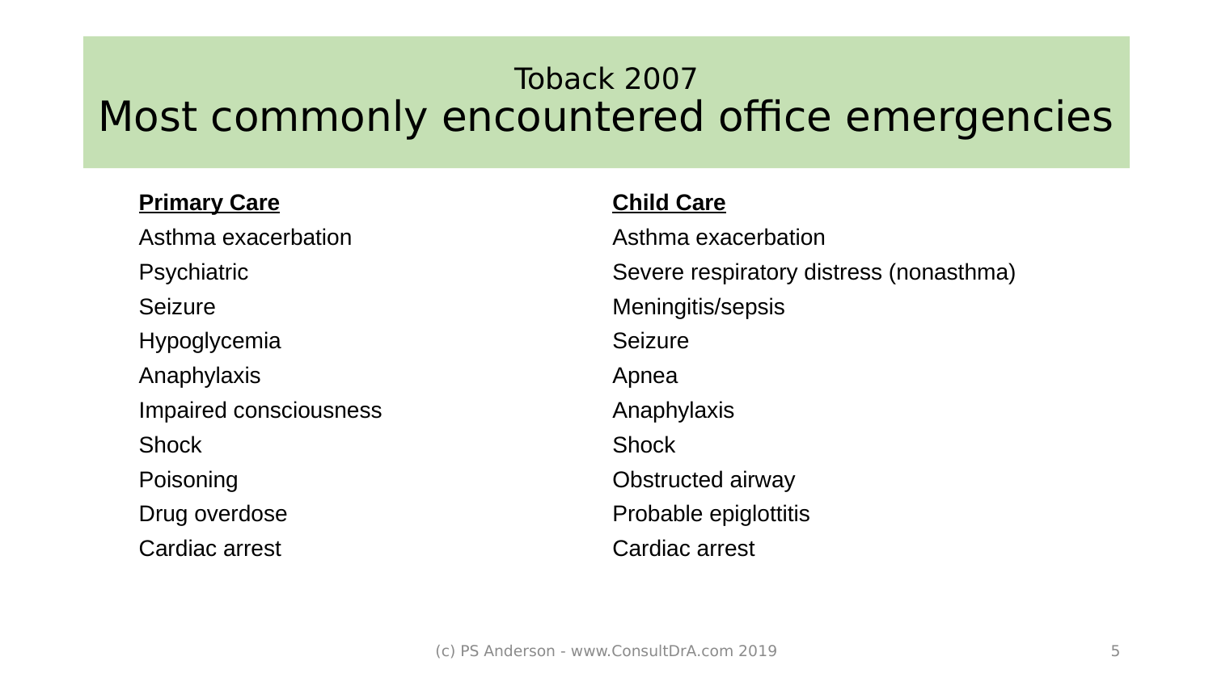# Toback 2007
# Most commonly encountered office emergencies

**Primary Care**

Asthma exacerbation
Psychiatric
Seizure
Hypoglycemia
Anaphylaxis
Impaired consciousness
Shock
Poisoning
Drug overdose
Cardiac arrest

**Child Care**

Asthma exacerbation
Severe respiratory distress (nonasthma)
Meningitis/sepsis
Seizure
Apnea
Anaphylaxis
Shock
Obstructed airway
Probable epiglottitis
Cardiac arrest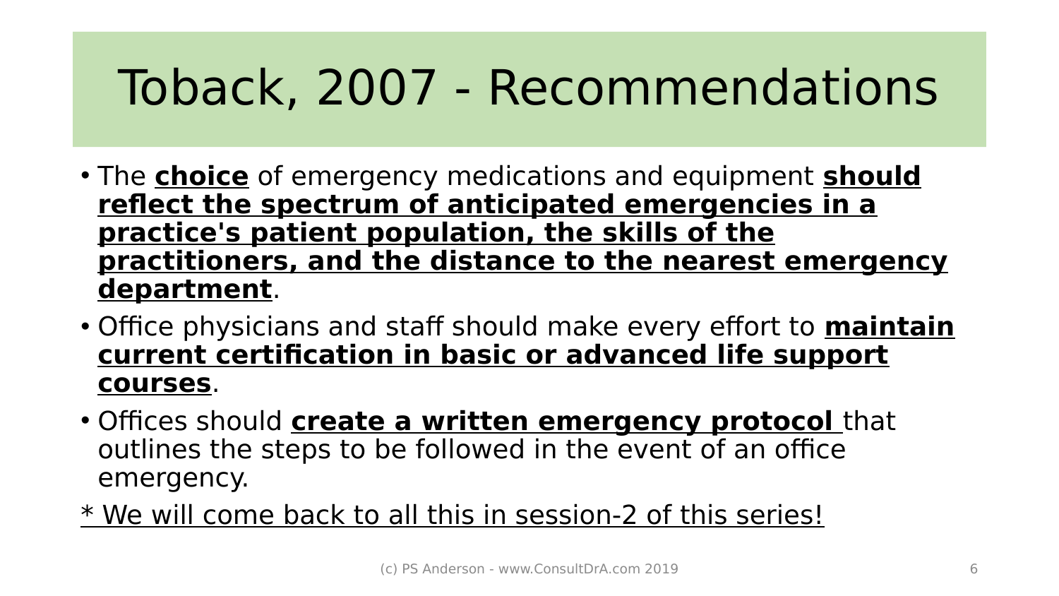# Toback, 2007 - Recommendations

- The **choice** of emergency medications and equipment **should reflect the spectrum of anticipated emergencies in a practice's patient population, the skills of the practitioners, and the distance to the nearest emergency department**.
- Office physicians and staff should make every effort to **maintain current certification in basic or advanced life support courses**.
- Offices should **create a written emergency protocol** that outlines the steps to be followed in the event of an office emergency.

* We will come back to all this in session-2 of this series!

(c) PS Anderson - www.ConsultDrA.com 2019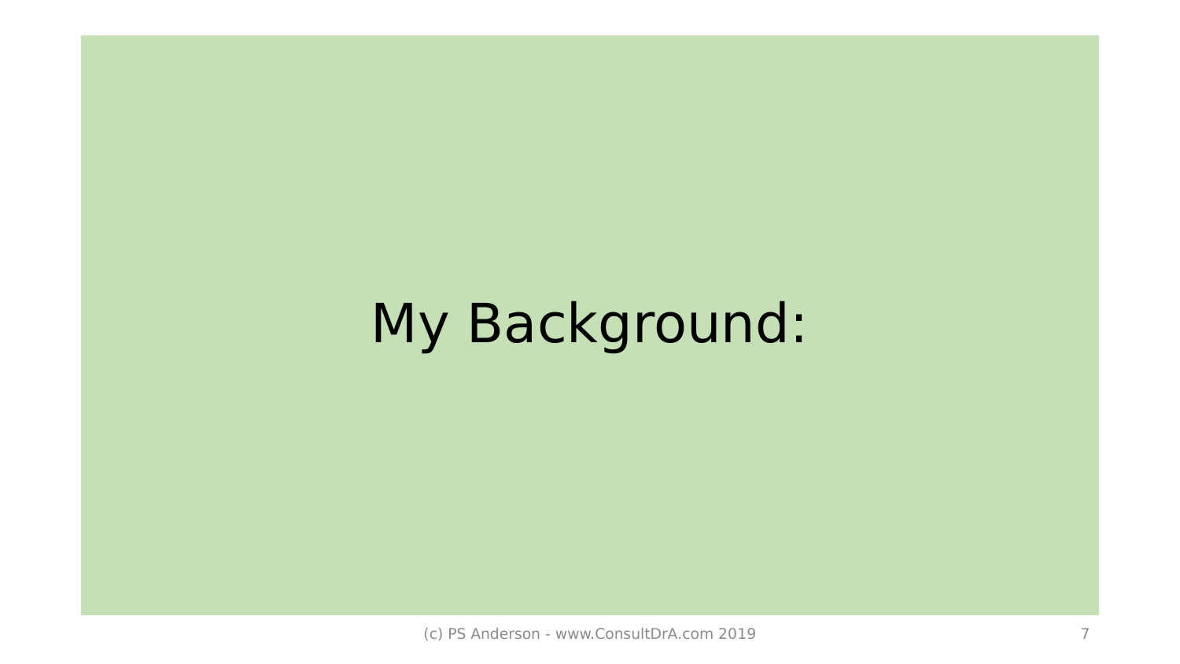# My Background: